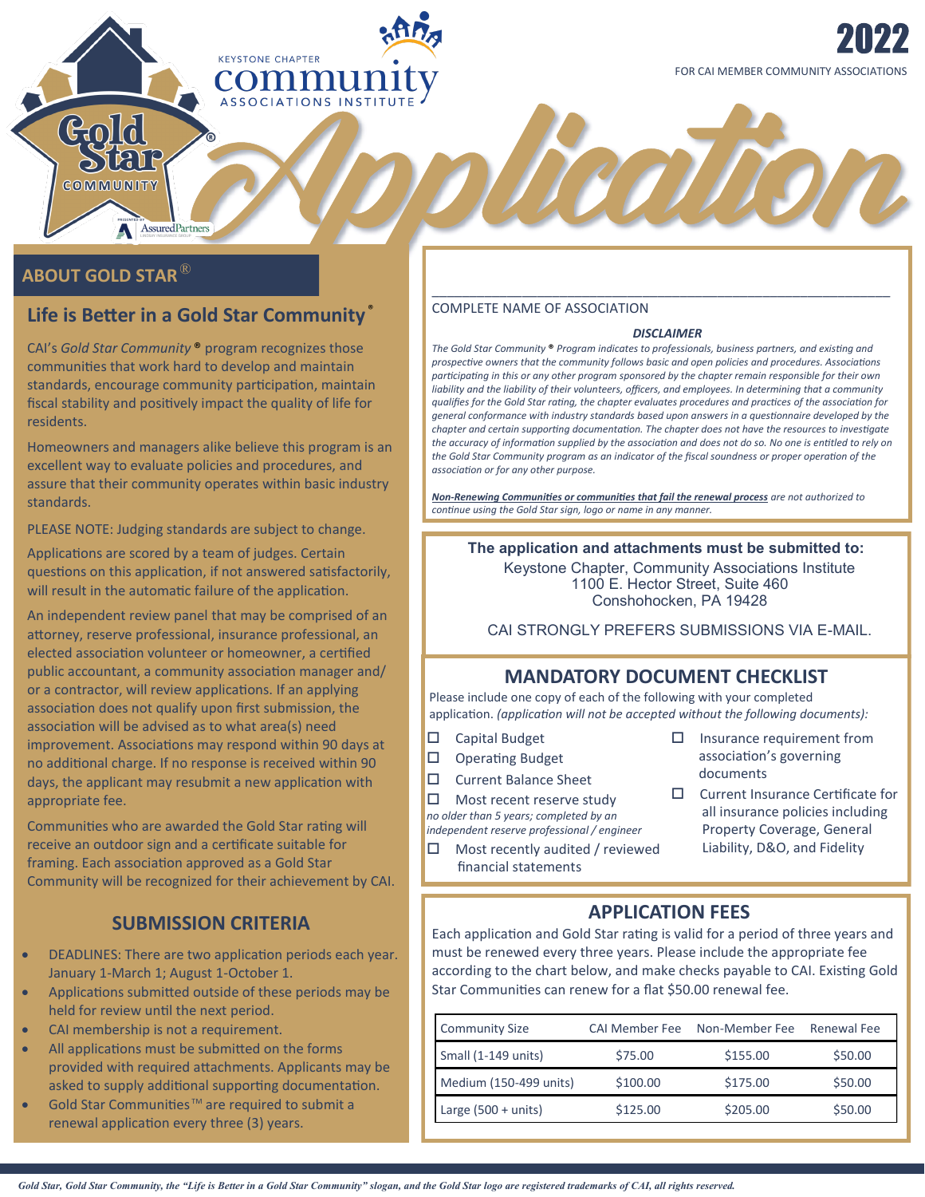KEYSTONE CHAPTER community ASSOCIATIONS INSTITUTE

Gold Star® COMMUNITY

PRESENTED BY AssuredPartners

# 2022 Application

FOR CAI MEMBER COMMUNITY ASSOCIATIONS

## ABOUT GOLD STAR®

### Life is Better in a Gold Star Community®

CAI's *Gold Star Community* ® program recognizes those communities that work hard to develop and maintain standards, encourage community participation, maintain fiscal stability and positively impact the quality of life for residents.

Homeowners and managers alike believe this program is an excellent way to evaluate policies and procedures, and assure that their community operates within basic industry standards.

PLEASE NOTE: Judging standards are subject to change.

Applications are scored by a team of judges. Certain questions on this application, if not answered satisfactorily, will result in the automatic failure of the application.

An independent review panel that may be comprised of an attorney, reserve professional, insurance professional, an elected association volunteer or homeowner, a certified public accountant, a community association manager and/or a contractor, will review applications. If an applying association does not qualify upon first submission, the association will be advised as to what area(s) need improvement. Associations may respond within 90 days at no additional charge. If no response is received within 90 days, the applicant may resubmit a new application with appropriate fee.

Communities who are awarded the Gold Star rating will receive an outdoor sign and a certificate suitable for framing. Each association approved as a Gold Star Community will be recognized for their achievement by CAI.

### SUBMISSION CRITERIA

- DEADLINES: There are two application periods each year. January 1-March 1; August 1-October 1.
- Applications submitted outside of these periods may be held for review until the next period.
- CAI membership is not a requirement.
- All applications must be submitted on the forms provided with required attachments. Applicants may be asked to supply additional supporting documentation.
- Gold Star Communities™ are required to submit a renewal application every three (3) years.

_______________________________________________________________

COMPLETE NAME OF ASSOCIATION

***DISCLAIMER***

*The Gold Star Community ® Program indicates to professionals, business partners, and existing and prospective owners that the community follows basic and open policies and procedures. Associations participating in this or any other program sponsored by the chapter remain responsible for their own liability and the liability of their volunteers, officers, and employees. In determining that a community qualifies for the Gold Star rating, the chapter evaluates procedures and practices of the association for general conformance with industry standards based upon answers in a questionnaire developed by the chapter and certain supporting documentation. The chapter does not have the resources to investigate the accuracy of information supplied by the association and does not do so. No one is entitled to rely on the Gold Star Community program as an indicator of the fiscal soundness or proper operation of the association or for any other purpose.*

***Non-Renewing Communities or communities that fail the renewal process*** *are not authorized to continue using the Gold Star sign, logo or name in any manner.*

**The application and attachments must be submitted to:**
Keystone Chapter, Community Associations Institute
1100 E. Hector Street, Suite 460
Conshohocken, PA 19428

CAI STRONGLY PREFERS SUBMISSIONS VIA E-MAIL.

### MANDATORY DOCUMENT CHECKLIST

Please include one copy of each of the following with your completed application. *(application will not be accepted without the following documents):*

- ☐ Capital Budget
- ☐ Operating Budget
- ☐ Current Balance Sheet
- ☐ Most recent reserve study *no older than 5 years; completed by an independent reserve professional / engineer*
- ☐ Most recently audited / reviewed financial statements
- ☐ Insurance requirement from association's governing documents
- ☐ Current Insurance Certificate for all insurance policies including Property Coverage, General Liability, D&O, and Fidelity

### APPLICATION FEES

Each application and Gold Star rating is valid for a period of three years and must be renewed every three years. Please include the appropriate fee according to the chart below, and make checks payable to CAI. Existing Gold Star Communities can renew for a flat $50.00 renewal fee.

| Community Size | CAI Member Fee | Non-Member Fee | Renewal Fee |
|---|---|---|---|
| Small (1-149 units) | $75.00 | $155.00 | $50.00 |
| Medium (150-499 units) | $100.00 | $175.00 | $50.00 |
| Large (500 + units) | $125.00 | $205.00 | $50.00 |

*Gold Star, Gold Star Community, the "Life is Better in a Gold Star Community" slogan, and the Gold Star logo are registered trademarks of CAI, all rights reserved.*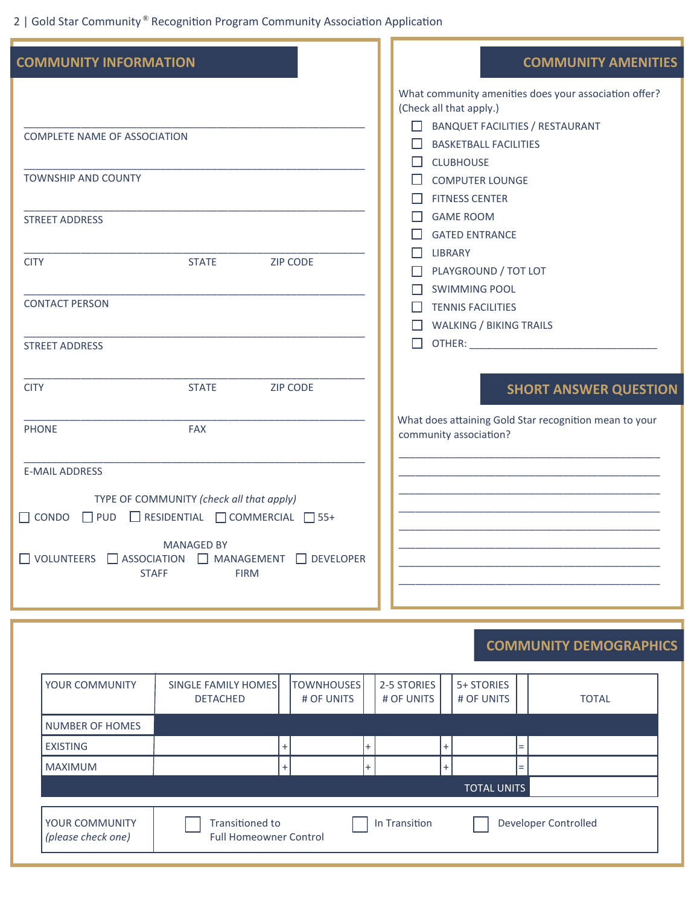## COMMUNITY INFORMATION

\_\_\_\_\_\_\_\_\_\_\_\_\_\_\_\_\_\_\_\_\_\_\_\_\_\_\_\_\_\_\_\_\_\_\_\_\_\_\_\_\_\_\_\_\_\_\_\_\_\_

COMPLETE NAME OF ASSOCIATION

\_\_\_\_\_\_\_\_\_\_\_\_\_\_\_\_\_\_\_\_\_\_\_\_\_\_\_\_\_\_\_\_\_\_\_\_\_\_\_\_\_\_\_\_\_\_\_\_\_\_

TOWNSHIP AND COUNTY

\_\_\_\_\_\_\_\_\_\_\_\_\_\_\_\_\_\_\_\_\_\_\_\_\_\_\_\_\_\_\_\_\_\_\_\_\_\_\_\_\_\_\_\_\_\_\_\_\_\_

STREET ADDRESS

\_\_\_\_\_\_\_\_\_\_\_\_\_\_\_\_\_\_\_\_\_\_\_\_\_\_\_\_\_\_\_\_\_\_\_\_\_\_\_\_\_\_\_\_\_\_\_\_\_\_

CITY STATE ZIP CODE

\_\_\_\_\_\_\_\_\_\_\_\_\_\_\_\_\_\_\_\_\_\_\_\_\_\_\_\_\_\_\_\_\_\_\_\_\_\_\_\_\_\_\_\_\_\_\_\_\_\_

CONTACT PERSON

\_\_\_\_\_\_\_\_\_\_\_\_\_\_\_\_\_\_\_\_\_\_\_\_\_\_\_\_\_\_\_\_\_\_\_\_\_\_\_\_\_\_\_\_\_\_\_\_\_\_

STREET ADDRESS

\_\_\_\_\_\_\_\_\_\_\_\_\_\_\_\_\_\_\_\_\_\_\_\_\_\_\_\_\_\_\_\_\_\_\_\_\_\_\_\_\_\_\_\_\_\_\_\_\_\_

CITY STATE ZIP CODE

\_\_\_\_\_\_\_\_\_\_\_\_\_\_\_\_\_\_\_\_\_\_\_\_\_\_\_\_\_\_\_\_\_\_\_\_\_\_\_\_\_\_\_\_\_\_\_\_\_\_

PHONE FAX

\_\_\_\_\_\_\_\_\_\_\_\_\_\_\_\_\_\_\_\_\_\_\_\_\_\_\_\_\_\_\_\_\_\_\_\_\_\_\_\_\_\_\_\_\_\_\_\_\_\_

E-MAIL ADDRESS

TYPE OF COMMUNITY *(check all that apply)*

☐ CONDO ☐ PUD ☐ RESIDENTIAL ☐ COMMERCIAL ☐ 55+

MANAGED BY

☐ VOLUNTEERS ☐ ASSOCIATION STAFF ☐ MANAGEMENT FIRM ☐ DEVELOPER

## COMMUNITY AMENITIES

What community amenities does your association offer? (Check all that apply.)

- ☐ BANQUET FACILITIES / RESTAURANT
- ☐ BASKETBALL FACILITIES
- ☐ CLUBHOUSE
- ☐ COMPUTER LOUNGE
- ☐ FITNESS CENTER
- ☐ GAME ROOM
- ☐ GATED ENTRANCE
- ☐ LIBRARY
- ☐ PLAYGROUND / TOT LOT
- ☐ SWIMMING POOL
- ☐ TENNIS FACILITIES
- ☐ WALKING / BIKING TRAILS
- ☐ OTHER: \_\_\_\_\_\_\_\_\_\_\_\_\_\_\_\_\_\_\_\_\_\_\_\_\_\_\_\_\_\_\_\_

## SHORT ANSWER QUESTION

What does attaining Gold Star recognition mean to your community association?

\_\_\_\_\_\_\_\_\_\_\_\_\_\_\_\_\_\_\_\_\_\_\_\_\_\_\_\_\_\_\_\_\_\_\_\_\_\_\_\_\_\_\_\_

\_\_\_\_\_\_\_\_\_\_\_\_\_\_\_\_\_\_\_\_\_\_\_\_\_\_\_\_\_\_\_\_\_\_\_\_\_\_\_\_\_\_\_\_

\_\_\_\_\_\_\_\_\_\_\_\_\_\_\_\_\_\_\_\_\_\_\_\_\_\_\_\_\_\_\_\_\_\_\_\_\_\_\_\_\_\_\_\_

\_\_\_\_\_\_\_\_\_\_\_\_\_\_\_\_\_\_\_\_\_\_\_\_\_\_\_\_\_\_\_\_\_\_\_\_\_\_\_\_\_\_\_\_

\_\_\_\_\_\_\_\_\_\_\_\_\_\_\_\_\_\_\_\_\_\_\_\_\_\_\_\_\_\_\_\_\_\_\_\_\_\_\_\_\_\_\_\_

\_\_\_\_\_\_\_\_\_\_\_\_\_\_\_\_\_\_\_\_\_\_\_\_\_\_\_\_\_\_\_\_\_\_\_\_\_\_\_\_\_\_\_\_

\_\_\_\_\_\_\_\_\_\_\_\_\_\_\_\_\_\_\_\_\_\_\_\_\_\_\_\_\_\_\_\_\_\_\_\_\_\_\_\_\_\_\_\_

\_\_\_\_\_\_\_\_\_\_\_\_\_\_\_\_\_\_\_\_\_\_\_\_\_\_\_\_\_\_\_\_\_\_\_\_\_\_\_\_\_\_\_\_

## COMMUNITY DEMOGRAPHICS

| YOUR COMMUNITY | SINGLE FAMILY HOMES DETACHED | | TOWNHOUSES # OF UNITS | | 2-5 STORIES # OF UNITS | | 5+ STORIES # OF UNITS | | TOTAL |
|---|---|---|---|---|---|---|---|---|---|
| NUMBER OF HOMES | | | | | | | | | |
| EXISTING | | + | | + | | + | | = | |
| MAXIMUM | | + | | + | | + | | = | |
| | | | | | | | | TOTAL UNITS | |

| YOUR COMMUNITY *(please check one)* | ☐ Transitioned to Full Homeowner Control | ☐ In Transition | ☐ Developer Controlled |
|---|---|---|---|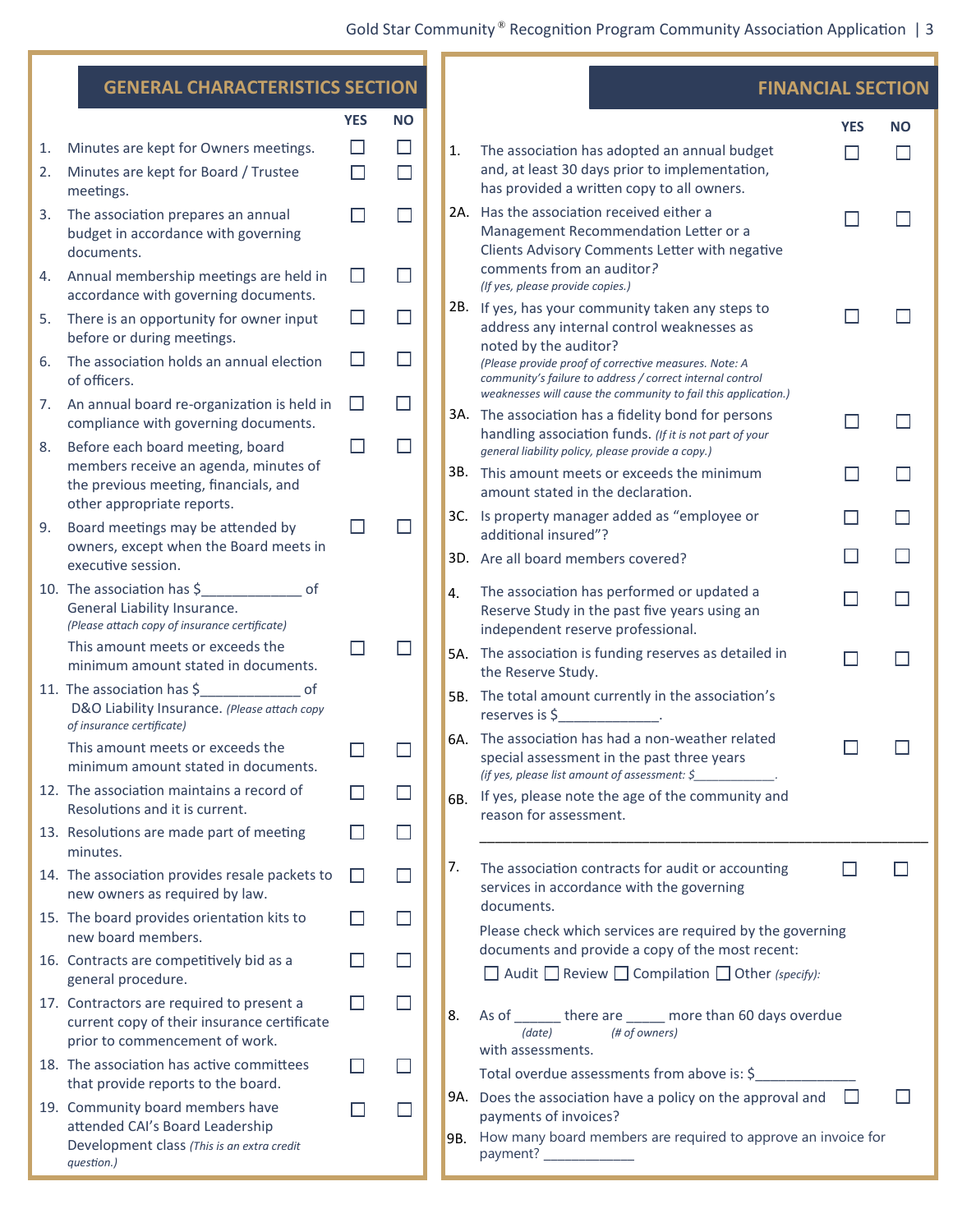## GENERAL CHARACTERISTICS SECTION

| | | YES | NO |
|---|---|---|---|
| 1. | Minutes are kept for Owners meetings. | ☐ | ☐ |
| 2. | Minutes are kept for Board / Trustee meetings. | ☐ | ☐ |
| 3. | The association prepares an annual budget in accordance with governing documents. | ☐ | ☐ |
| 4. | Annual membership meetings are held in accordance with governing documents. | ☐ | ☐ |
| 5. | There is an opportunity for owner input before or during meetings. | ☐ | ☐ |
| 6. | The association holds an annual election of officers. | ☐ | ☐ |
| 7. | An annual board re-organization is held in compliance with governing documents. | ☐ | ☐ |
| 8. | Before each board meeting, board members receive an agenda, minutes of the previous meeting, financials, and other appropriate reports. | ☐ | ☐ |
| 9. | Board meetings may be attended by owners, except when the Board meets in executive session. | ☐ | ☐ |
| 10. | The association has $_____________ of General Liability Insurance. *(Please attach copy of insurance certificate)* | | |
| | This amount meets or exceeds the minimum amount stated in documents. | ☐ | ☐ |
| 11. | The association has $_____________ of D&O Liability Insurance. *(Please attach copy of insurance certificate)* | | |
| | This amount meets or exceeds the minimum amount stated in documents. | ☐ | ☐ |
| 12. | The association maintains a record of Resolutions and it is current. | ☐ | ☐ |
| 13. | Resolutions are made part of meeting minutes. | ☐ | ☐ |
| 14. | The association provides resale packets to new owners as required by law. | ☐ | ☐ |
| 15. | The board provides orientation kits to new board members. | ☐ | ☐ |
| 16. | Contracts are competitively bid as a general procedure. | ☐ | ☐ |
| 17. | Contractors are required to present a current copy of their insurance certificate prior to commencement of work. | ☐ | ☐ |
| 18. | The association has active committees that provide reports to the board. | ☐ | ☐ |
| 19. | Community board members have attended CAI's Board Leadership Development class *(This is an extra credit question.)* | ☐ | ☐ |

## FINANCIAL SECTION

| | | YES | NO |
|---|---|---|---|
| 1. | The association has adopted an annual budget and, at least 30 days prior to implementation, has provided a written copy to all owners. | ☐ | ☐ |
| 2A. | Has the association received either a Management Recommendation Letter or a Clients Advisory Comments Letter with negative comments from an auditor? *(If yes, please provide copies.)* | ☐ | ☐ |
| 2B. | If yes, has your community taken any steps to address any internal control weaknesses as noted by the auditor? *(Please provide proof of corrective measures. Note: A community's failure to address / correct internal control weaknesses will cause the community to fail this application.)* | ☐ | ☐ |
| 3A. | The association has a fidelity bond for persons handling association funds. *(If it is not part of your general liability policy, please provide a copy.)* | ☐ | ☐ |
| 3B. | This amount meets or exceeds the minimum amount stated in the declaration. | ☐ | ☐ |
| 3C. | Is property manager added as "employee or additional insured"? | ☐ | ☐ |
| 3D. | Are all board members covered? | ☐ | ☐ |
| 4. | The association has performed or updated a Reserve Study in the past five years using an independent reserve professional. | ☐ | ☐ |
| 5A. | The association is funding reserves as detailed in the Reserve Study. | ☐ | ☐ |
| 5B. | The total amount currently in the association's reserves is $_____________. | | |
| 6A. | The association has had a non-weather related special assessment in the past three years *(if yes, please list amount of assessment: $____________.* | ☐ | ☐ |
| 6B. | If yes, please note the age of the community and reason for assessment. ________________________________________________ | | |
| 7. | The association contracts for audit or accounting services in accordance with the governing documents. | ☐ | ☐ |

Please check which services are required by the governing documents and provide a copy of the most recent:

☐ Audit ☐ Review ☐ Compilation ☐ Other *(specify)*:

8. As of ______ *(date)* there are _____ *(# of owners)* more than 60 days overdue with assessments.

Total overdue assessments from above is: $_____________

| | | YES | NO |
|---|---|---|---|
| 9A. | Does the association have a policy on the approval and payments of invoices? | ☐ | ☐ |

9B. How many board members are required to approve an invoice for payment? ____________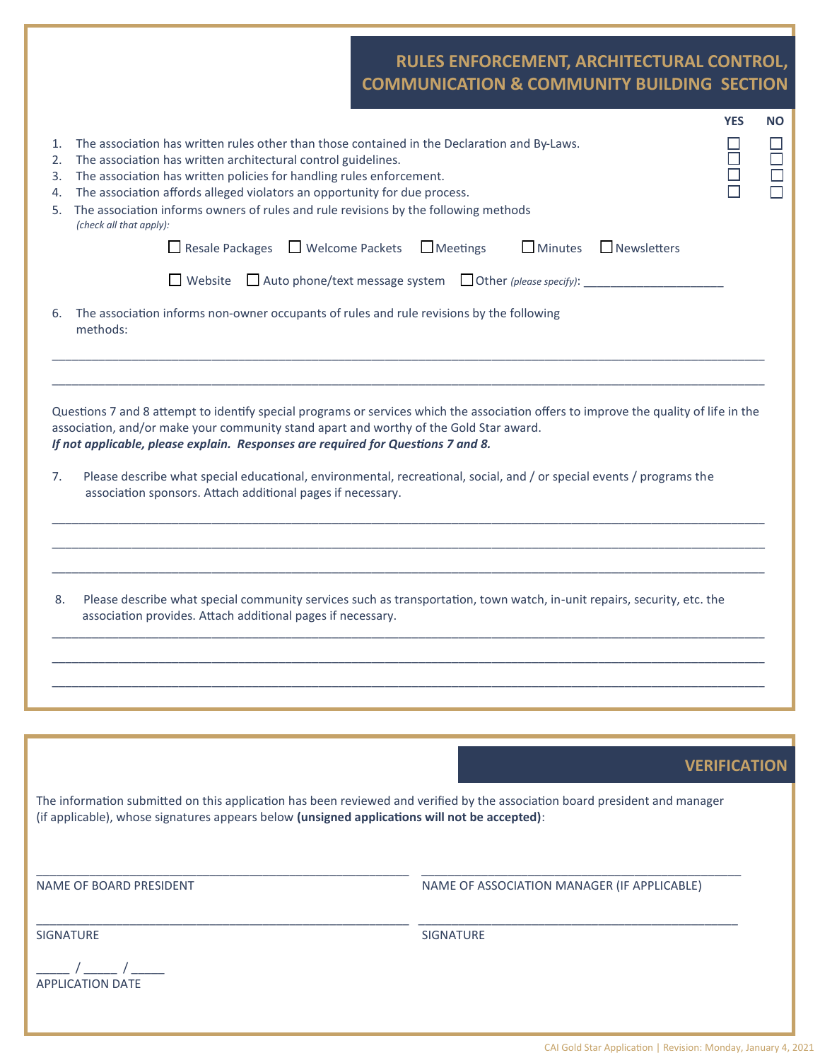## RULES ENFORCEMENT, ARCHITECTURAL CONTROL, COMMUNICATION & COMMUNITY BUILDING SECTION

| | YES | NO |
|---|---|---|
| 1. The association has written rules other than those contained in the Declaration and By-Laws. | ☐ | ☐ |
| 2. The association has written architectural control guidelines. | ☐ | ☐ |
| 3. The association has written policies for handling rules enforcement. | ☐ | ☐ |
| 4. The association affords alleged violators an opportunity for due process. | ☐ | ☐ |

5. The association informs owners of rules and rule revisions by the following methods *(check all that apply)*:

☐ Resale Packages ☐ Welcome Packets ☐ Meetings ☐ Minutes ☐ Newsletters

☐ Website ☐ Auto phone/text message system ☐ Other *(please specify)*: ____________________

6. The association informs non-owner occupants of rules and rule revisions by the following methods:

______________________________________________________________________________

______________________________________________________________________________

Questions 7 and 8 attempt to identify special programs or services which the association offers to improve the quality of life in the association, and/or make your community stand apart and worthy of the Gold Star award.
***If not applicable, please explain. Responses are required for Questions 7 and 8.***

7. Please describe what special educational, environmental, recreational, social, and / or special events / programs the association sponsors. Attach additional pages if necessary.

______________________________________________________________________________

______________________________________________________________________________

______________________________________________________________________________

8. Please describe what special community services such as transportation, town watch, in-unit repairs, security, etc. the association provides. Attach additional pages if necessary.

______________________________________________________________________________

______________________________________________________________________________

______________________________________________________________________________

## VERIFICATION

The information submitted on this application has been reviewed and verified by the association board president and manager (if applicable), whose signatures appears below **(unsigned applications will not be accepted)**:

______________________________ ______________________________
NAME OF BOARD PRESIDENT NAME OF ASSOCIATION MANAGER (IF APPLICABLE)

______________________________ ______________________________
SIGNATURE SIGNATURE

_____ / _____ / _____
APPLICATION DATE

CAI Gold Star Application | Revision: Monday, January 4, 2021